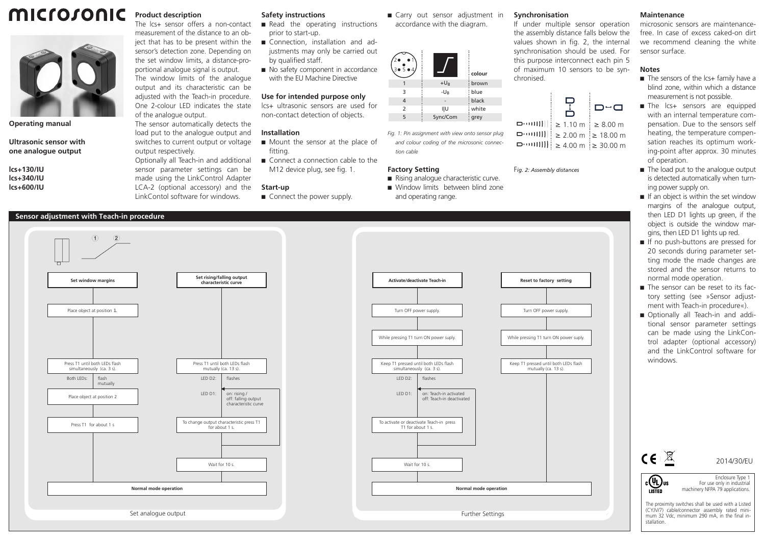# microsonic

**Operating manual**

**Ultrasonic sensor with one analogue output**

**lcs+130/IU**
**lcs+340/IU**
**lcs+600/IU**

## Product description

The lcs+ sensor offers a non-contact measurement of the distance to an object that has to be present within the sensor's detection zone. Depending on the set window limits, a distance-proportional analogue signal is output.

The window limits of the analogue output and its characteristic can be adjusted with the Teach-in procedure. One 2-colour LED indicates the state of the analogue output.

The sensor automatically detects the load put to the analogue output and switches to current output or voltage output respectively.

Optionally all Teach-in and additional sensor parameter settings can be made using the LinkControl Adapter LCA-2 (optional accessory) and the LinkContol software for windows.

## Safety instructions

- Read the operating instructions prior to start-up.
- Connection, installation and adjustments may only be carried out by qualified staff.
- No safety component in accordance with the EU Machine Directive

## Use for intended purpose only

lcs+ ultrasonic sensors are used for non-contact detection of objects.

## Installation

- Mount the sensor at the place of fitting.
- Connect a connection cable to the M12 device plug, see fig. 1.

## Start-up

- Connect the power supply.
- Carry out sensor adjustment in accordance with the diagram.

| | | colour |
|---|---|---|
| 1 | $+U_B$ | brown |
| 3 | $-U_B$ | blue |
| 4 | - | black |
| 2 | I\|U | white |
| 5 | Sync/Com | grey |

*Fig. 1: Pin assignment with view onto sensor plug and colour coding of the microsonic connection cable*

## Factory Setting

- Rising analogue characteristic curve.
- Window limits between blind zone and operating range.

## Synchronisation

If under multiple sensor operation the assembly distance falls below the values shown in fig. 2, the internal synchronisation should be used. For this purpose interconnect each pin 5 of maximum 10 sensors to be synchronised.

| Sensor | stacked | facing |
|---|---|---|
| lcs+130 | ≥ 1.10 m | ≥ 8.00 m |
| lcs+340 | ≥ 2.00 m | ≥ 18.00 m |
| lcs+600 | ≥ 4.00 m | ≥ 30.00 m |

*Fig. 2: Assembly distances*

## Maintenance

microsonic sensors are maintenance-free. In case of excess caked-on dirt we recommend cleaning the white sensor surface.

## Notes

- The sensors of the lcs+ family have a blind zone, within which a distance measurement is not possible.
- The lcs+ sensors are equipped with an internal temperature compensation. Due to the sensors self heating, the temperature compensation reaches its optimum working-point after approx. 30 minutes of operation.
- The load put to the analogue output is detected automatically when turning power supply on.
- If an object is within the set window margins of the analogue output, then LED D1 lights up green, if the object is outside the window margins, then LED D1 lights up red.
- If no push-buttons are pressed for 20 seconds during parameter setting mode the made changes are stored and the sensor returns to normal mode operation.
- The sensor can be reset to its factory setting (see »Sensor adjustment with Teach-in procedure«).
- Optionally all Teach-in and additional sensor parameter settings can be made using the LinkControl adapter (optional accessory) and the LinkControl software for windows.

## Sensor adjustment with Teach-in procedure

### Set analogue output

**Set window margins**

1. Place object at position 1.
2. Press T1 until both LEDs flash simultaneously (ca. 3 s).
   - Both LEDs: flash mutually
3. Place object at position 2
4. Press T1 for about 1 s
5. Normal mode operation

**Set rising/falling output characteristic curve**

1. Press T1 until both LEDs flash mutually (ca. 13 s).
   - LED D2: flashes
   - LED D1: on: rising / off: falling output characteristic curve
2. To change output characteristic press T1 for about 1 s.
3. Wait for 10 s.
4. Normal mode operation

### Further Settings

**Activate/deactivate Teach-in**

1. Turn OFF power supply.
2. While pressing T1 turn ON power suply.
3. Keep T1 pressed until both LEDs flash simultaneously (ca. 3 s).
   - LED D2: flashes
   - LED D1: on: Teach-in activated, off: Teach-in deactivated
4. To activate or deactivate Teach-in press T1 for about 1 s.
5. Wait for 10 s.
6. Normal mode operation

**Reset to factory setting**

1. Turn OFF power supply.
2. While pressing T1 turn ON power suply.
3. Keep T1 pressed until both LEDs flash mutually (ca. 13 s).
4. Normal mode operation

2014/30/EU

Enclosure Type 1
For use only in industrial machinery NFPA 79 applications.

The proximity switches shall be used with a Listed (CYJV/7) cable/connector assembly rated minimum 32 Vdc, minimum 290 mA, in the final installation.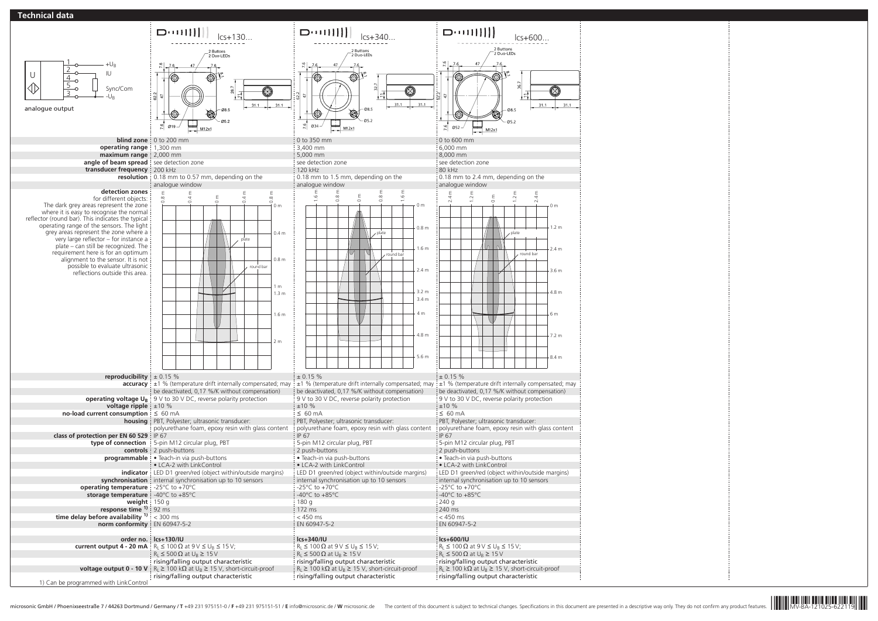## Technical data

analogue output

+U$_B$ (1), IU (2), Sync/Com (5), -U$_B$ (3)

| | lcs+130... | lcs+340... | lcs+600... |
|---|---|---|---|
| blind zone | 0 to 200 mm | 0 to 350 mm | 0 to 600 mm |
| operating range | 1,300 mm | 3,400 mm | 6,000 mm |
| maximum range | 2,000 mm | 5,000 mm | 8,000 mm |
| angle of beam spread | see detection zone | see detection zone | see detection zone |
| transducer frequency | 200 kHz | 120 kHz | 80 kHz |
| resolution | 0.18 mm to 0.57 mm, depending on the analogue window | 0.18 mm to 1.5 mm, depending on the analogue window | 0.18 mm to 2.4 mm, depending on the analogue window |
| detection zones for different objects: The dark grey areas represent the zone where it is easy to recognise the normal reflector (round bar). This indicates the typical operating range of the sensors. The light grey areas represent the zone where a very large reflector – for instance a plate – can still be recognized. The requirement here is for an optimum alignment to the sensor. It is not possible to evaluate ultrasonic reflections outside this area. | 0.8 m, 0.4 m, 0 m, 0.4 m, 0.8 m; 0 m, 0.4 m, 0.8 m, 1 m, 1.3 m, 1.6 m, 2 m; plate, round bar | 1.6 m, 0.8 m, 0 m, 0.8 m, 1.6 m; 0 m, 0.8 m, 1.6 m, 2.4 m, 3.2 m, 3.4 m, 4 m, 4.8 m, 5.6 m; plate, round bar | 2.4 m, 1.2 m, 0 m, 1.2 m, 2.4 m; 0 m, 1.2 m, 2.4 m, 3.6 m, 4.8 m, 6 m, 7.2 m, 8.4 m; plate, round bar |
| reproducibility | ± 0.15 % | ± 0.15 % | ± 0.15 % |
| accuracy | ±1 % (temperature drift internally compensated; may be deactivated, 0,17 %/K without compensation) | ±1 % (temperature drift internally compensated; may be deactivated, 0,17 %/K without compensation) | ±1 % (temperature drift internally compensated; may be deactivated, 0,17 %/K without compensation) |
| operating voltage U$_B$ | 9 V to 30 V DC, reverse polarity protection | 9 V to 30 V DC, reverse polarity protection | 9 V to 30 V DC, reverse polarity protection |
| voltage ripple | ±10 % | ±10 % | ±10 % |
| no-load current consumption | ≤ 60 mA | ≤ 60 mA | ≤ 60 mA |
| housing | PBT, Polyester; ultrasonic transducer: polyurethane foam, epoxy resin with glass content | PBT, Polyester; ultrasonic transducer: polyurethane foam, epoxy resin with glass content | PBT, Polyester; ultrasonic transducer: polyurethane foam, epoxy resin with glass content |
| class of protection per EN 60 529 | IP 67 | IP 67 | IP 67 |
| type of connection | 5-pin M12 circular plug, PBT | 5-pin M12 circular plug, PBT | 5-pin M12 circular plug, PBT |
| controls | 2 push-buttons | 2 push-buttons | 2 push-buttons |
| programmable | • Teach-in via push-buttons • LCA-2 with LinkControl | • Teach-in via push-buttons • LCA-2 with LinkControl | • Teach-in via push-buttons • LCA-2 with LinkControl |
| indicator | LED D1 green/red (object within/outside margins) | LED D1 green/red (object within/outside margins) | LED D1 green/red (object within/outside margins) |
| synchronisation | internal synchronisation up to 10 sensors | internal synchronisation up to 10 sensors | internal synchronisation up to 10 sensors |
| operating temperature | -25°C to +70°C | -25°C to +70°C | -25°C to +70°C |
| storage temperature | -40°C to +85°C | -40°C to +85°C | -40°C to +85°C |
| weight | 150 g | 180 g | 240 g |
| response time [1] | 92 ms | 172 ms | 240 ms |
| time delay before availability [1] | < 300 ms | < 450 ms | < 450 ms |
| norm conformity | EN 60947-5-2 | EN 60947-5-2 | EN 60947-5-2 |
| **order no.** | **lcs+130/IU** | **lcs+340/IU** | **lcs+600/IU** |
| current output 4 - 20 mA | $R_L \leq 100\,\Omega$ at $9\,V \leq U_B \leq 15\,V$; $R_L \leq 500\,\Omega$ at $U_B \geq 15\,V$ rising/falling output characteristic | $R_L \leq 100\,\Omega$ at $9\,V \leq U_B \leq 15\,V$; $R_L \leq 500\,\Omega$ at $U_B \geq 15\,V$ rising/falling output characteristic | $R_L \leq 100\,\Omega$ at $9\,V \leq U_B \leq 15\,V$; $R_L \leq 500\,\Omega$ at $U_B \geq 15\,V$ rising/falling output characteristic |
| voltage output 0 - 10 V | $R_L \geq 100\,k\Omega$ at $U_B \geq 15\,V$, short-circuit-proof rising/falling output characteristic | $R_L \geq 100\,k\Omega$ at $U_B \geq 15\,V$, short-circuit-proof rising/falling output characteristic | $R_L \geq 100\,k\Omega$ at $U_B \geq 15\,V$, short-circuit-proof rising/falling output characteristic |

1) Can be programmed with LinkControl

microsonic GmbH / Phoenixseestraße 7 / 44263 Dortmund / Germany / T +49 231 975151-0 / F +49 231 975151-51 / E info@microsonic.de / W microsonic.de The content of this document is subject to technical changes. Specifications in this document are presented in a descriptive way only. They do not confirm any product features.

MV-BA-121025-622119